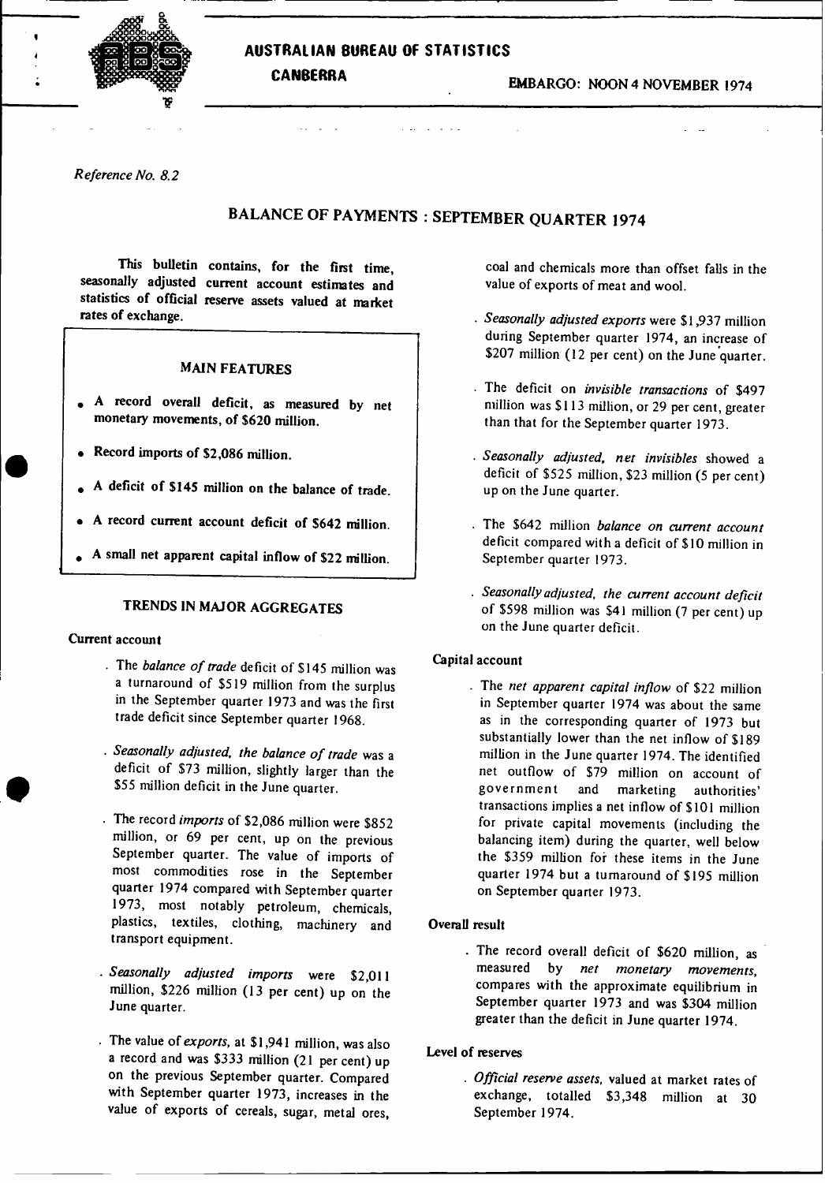**AUSTRALIAN BUREAU OF STATISTICS**

**CANBERRA**

EMBARGO: NOON 4 NOVEMBER 1974

*Reference No. 8.2*

# BALANCE OF PAYMENTS : SEPTEMBER QUARTER 1974

This bulletin contains, for the first time, seasonally adjusted current account estimates and statistics of official reserve assets valued at market rates of exchange.

## MAIN FEATURES

- A record overall deficit, as measured by net monetary movements, of $620 million.
- Record imports of $2,086 million.
- A deficit of $145 million on the balance of trade.
- A record current account deficit of $642 million.
- A small net apparent capital inflow of $22 million.

## TRENDS IN MAJOR AGGREGATES

### Current account

. The *balance of trade* deficit of $145 million was a turnaround of $519 million from the surplus in the September quarter 1973 and was the first trade deficit since September quarter 1968.

. *Seasonally adjusted, the balance of trade* was a deficit of $73 million, slightly larger than the $55 million deficit in the June quarter.

. The record *imports* of $2,086 million were $852 million, or 69 per cent, up on the previous September quarter. The value of imports of most commodities rose in the September quarter 1974 compared with September quarter 1973, most notably petroleum, chemicals, plastics, textiles, clothing, machinery and transport equipment.

. *Seasonally adjusted imports* were $2,011 million, $226 million (13 per cent) up on the June quarter.

. The value of *exports*, at $1,941 million, was also a record and was $333 million (21 per cent) up on the previous September quarter. Compared with September quarter 1973, increases in the value of exports of cereals, sugar, metal ores, coal and chemicals more than offset falls in the value of exports of meat and wool.

. *Seasonally adjusted exports* were $1,937 million during September quarter 1974, an increase of $207 million (12 per cent) on the June quarter.

. The deficit on *invisible transactions* of $497 million was $113 million, or 29 per cent, greater than that for the September quarter 1973.

. *Seasonally adjusted, net invisibles* showed a deficit of $525 million, $23 million (5 per cent) up on the June quarter.

. The $642 million *balance on current account* deficit compared with a deficit of $10 million in September quarter 1973.

. *Seasonally adjusted, the current account deficit* of $598 million was $41 million (7 per cent) up on the June quarter deficit.

### Capital account

. The *net apparent capital inflow* of $22 million in September quarter 1974 was about the same as in the corresponding quarter of 1973 but substantially lower than the net inflow of $189 million in the June quarter 1974. The identified net outflow of $79 million on account of government and marketing authorities' transactions implies a net inflow of $101 million for private capital movements (including the balancing item) during the quarter, well below the $359 million for these items in the June quarter 1974 but a turnaround of $195 million on September quarter 1973.

### Overall result

. The record overall deficit of $620 million, as measured by *net monetary movements*, compares with the approximate equilibrium in September quarter 1973 and was $304 million greater than the deficit in June quarter 1974.

### Level of reserves

. *Official reserve assets*, valued at market rates of exchange, totalled $3,348 million at 30 September 1974.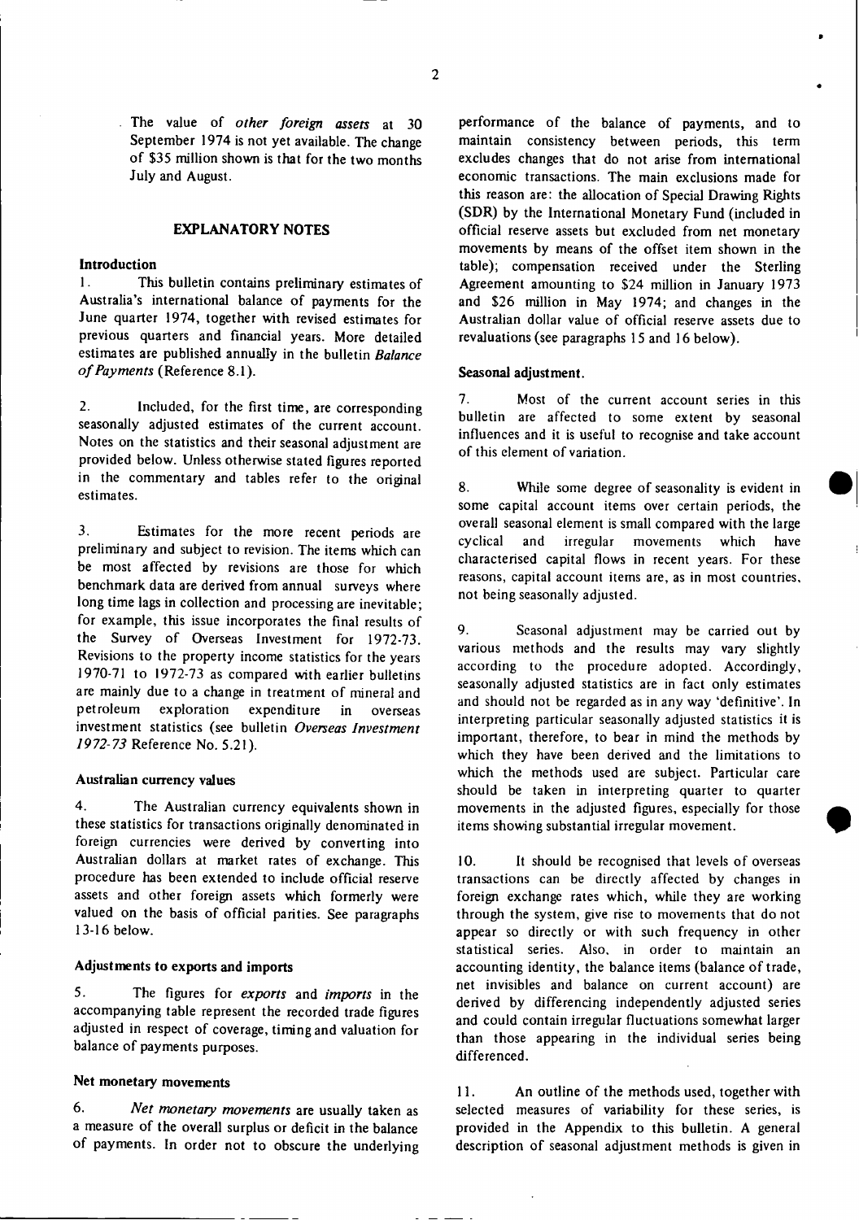. The value of *other foreign assets* at 30 September 1974 is not yet available. The change of $35 million shown is that for the two months July and August.

## EXPLANATORY NOTES

### Introduction

1. This bulletin contains preliminary estimates of Australia's international balance of payments for the June quarter 1974, together with revised estimates for previous quarters and financial years. More detailed estimates are published annually in the bulletin *Balance of Payments* (Reference 8.1).

2. Included, for the first time, are corresponding seasonally adjusted estimates of the current account. Notes on the statistics and their seasonal adjustment are provided below. Unless otherwise stated figures reported in the commentary and tables refer to the original estimates.

3. Estimates for the more recent periods are preliminary and subject to revision. The items which can be most affected by revisions are those for which benchmark data are derived from annual surveys where long time lags in collection and processing are inevitable; for example, this issue incorporates the final results of the Survey of Overseas Investment for 1972-73. Revisions to the property income statistics for the years 1970-71 to 1972-73 as compared with earlier bulletins are mainly due to a change in treatment of mineral and petroleum exploration expenditure in overseas investment statistics (see bulletin *Overseas Investment 1972-73* Reference No. 5.21).

### Australian currency values

4. The Australian currency equivalents shown in these statistics for transactions originally denominated in foreign currencies were derived by converting into Australian dollars at market rates of exchange. This procedure has been extended to include official reserve assets and other foreign assets which formerly were valued on the basis of official parities. See paragraphs 13-16 below.

### Adjustments to exports and imports

5. The figures for *exports* and *imports* in the accompanying table represent the recorded trade figures adjusted in respect of coverage, timing and valuation for balance of payments purposes.

### Net monetary movements

6. *Net monetary movements* are usually taken as a measure of the overall surplus or deficit in the balance of payments. In order not to obscure the underlying performance of the balance of payments, and to maintain consistency between periods, this term excludes changes that do not arise from international economic transactions. The main exclusions made for this reason are: the allocation of Special Drawing Rights (SDR) by the International Monetary Fund (included in official reserve assets but excluded from net monetary movements by means of the offset item shown in the table); compensation received under the Sterling Agreement amounting to $24 million in January 1973 and $26 million in May 1974; and changes in the Australian dollar value of official reserve assets due to revaluations (see paragraphs 15 and 16 below).

### Seasonal adjustment.

7. Most of the current account series in this bulletin are affected to some extent by seasonal influences and it is useful to recognise and take account of this element of variation.

8. While some degree of seasonality is evident in some capital account items over certain periods, the overall seasonal element is small compared with the large cyclical and irregular movements which have characterised capital flows in recent years. For these reasons, capital account items are, as in most countries, not being seasonally adjusted.

9. Seasonal adjustment may be carried out by various methods and the results may vary slightly according to the procedure adopted. Accordingly, seasonally adjusted statistics are in fact only estimates and should not be regarded as in any way 'definitive'. In interpreting particular seasonally adjusted statistics it is important, therefore, to bear in mind the methods by which they have been derived and the limitations to which the methods used are subject. Particular care should be taken in interpreting quarter to quarter movements in the adjusted figures, especially for those items showing substantial irregular movement.

10. It should be recognised that levels of overseas transactions can be directly affected by changes in foreign exchange rates which, while they are working through the system, give rise to movements that do not appear so directly or with such frequency in other statistical series. Also, in order to maintain an accounting identity, the balance items (balance of trade, net invisibles and balance on current account) are derived by differencing independently adjusted series and could contain irregular fluctuations somewhat larger than those appearing in the individual series being differenced.

11. An outline of the methods used, together with selected measures of variability for these series, is provided in the Appendix to this bulletin. A general description of seasonal adjustment methods is given in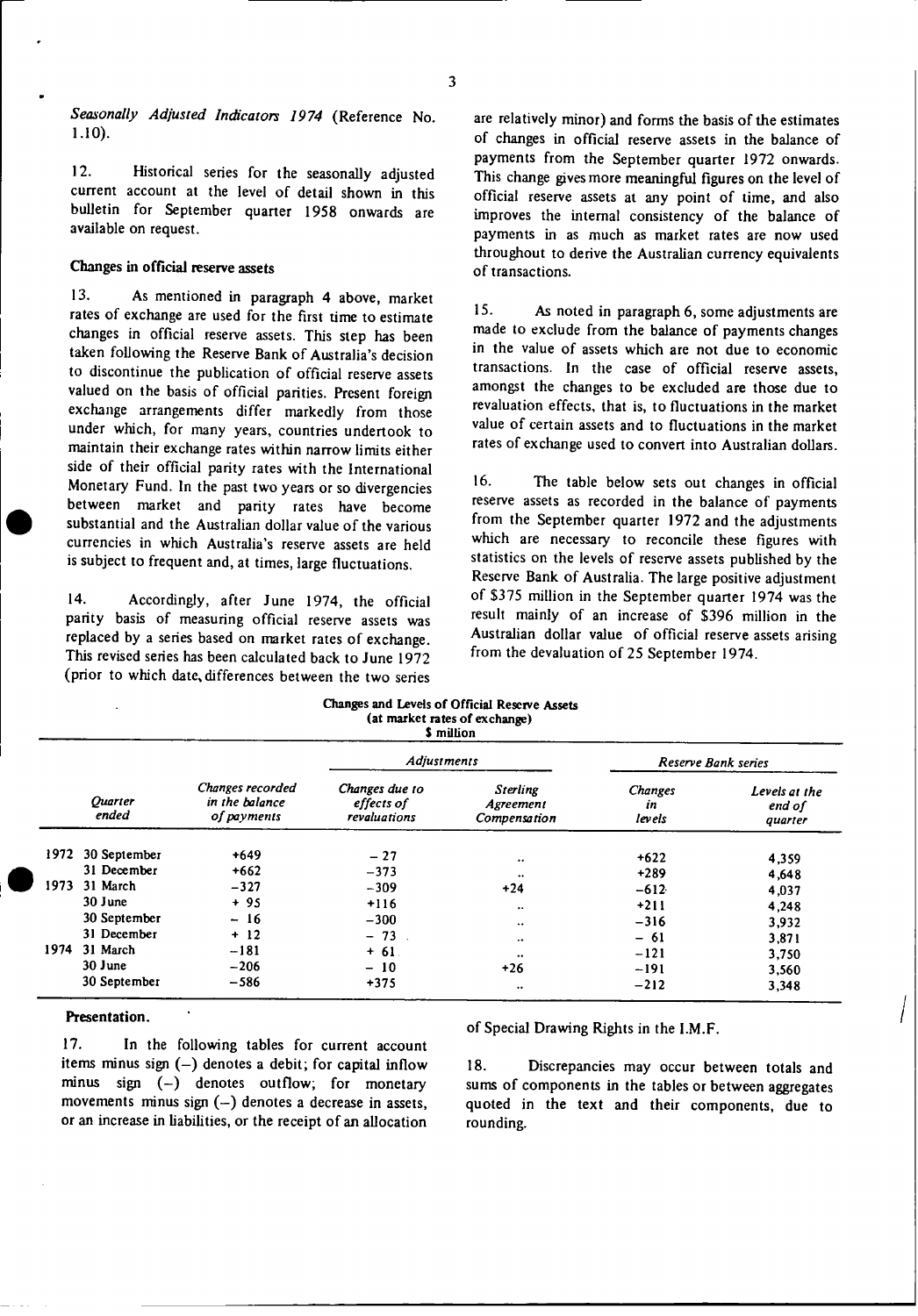*Seasonally Adjusted Indicators 1974* (Reference No. 1.10).

12. Historical series for the seasonally adjusted current account at the level of detail shown in this bulletin for September quarter 1958 onwards are available on request.

### Changes in official reserve assets

13. As mentioned in paragraph 4 above, market rates of exchange are used for the first time to estimate changes in official reserve assets. This step has been taken following the Reserve Bank of Australia's decision to discontinue the publication of official reserve assets valued on the basis of official parities. Present foreign exchange arrangements differ markedly from those under which, for many years, countries undertook to maintain their exchange rates within narrow limits either side of their official parity rates with the International Monetary Fund. In the past two years or so divergencies between market and parity rates have become substantial and the Australian dollar value of the various currencies in which Australia's reserve assets are held is subject to frequent and, at times, large fluctuations.

14. Accordingly, after June 1974, the official parity basis of measuring official reserve assets was replaced by a series based on market rates of exchange. This revised series has been calculated back to June 1972 (prior to which date, differences between the two series are relatively minor) and forms the basis of the estimates of changes in official reserve assets in the balance of payments from the September quarter 1972 onwards. This change gives more meaningful figures on the level of official reserve assets at any point of time, and also improves the internal consistency of the balance of payments in as much as market rates are now used throughout to derive the Australian currency equivalents of transactions.

15. As noted in paragraph 6, some adjustments are made to exclude from the balance of payments changes in the value of assets which are not due to economic transactions. In the case of official reserve assets, amongst the changes to be excluded are those due to revaluation effects, that is, to fluctuations in the market value of certain assets and to fluctuations in the market rates of exchange used to convert into Australian dollars.

16. The table below sets out changes in official reserve assets as recorded in the balance of payments from the September quarter 1972 and the adjustments which are necessary to reconcile these figures with statistics on the levels of reserve assets published by the Reserve Bank of Australia. The large positive adjustment of $375 million in the September quarter 1974 was the result mainly of an increase of $396 million in the Australian dollar value of official reserve assets arising from the devaluation of 25 September 1974.

**Changes and Levels of Official Reserve Assets**
**(at market rates of exchange)**
**$ million**

| *Quarter ended* | *Changes recorded in the balance of payments* | *Adjustments* | | *Reserve Bank series* | |
|---|---|---|---|---|---|
| | | *Changes due to effects of revaluations* | *Sterling Agreement Compensation* | *Changes in levels* | *Levels at the end of quarter* |
| 1972 30 September | +649 | −27 | .. | +622 | 4,359 |
| 31 December | +662 | −373 | .. | +289 | 4,648 |
| 1973 31 March | −327 | −309 | +24 | −612 | 4,037 |
| 30 June | + 95 | +116 | .. | +211 | 4,248 |
| 30 September | − 16 | −300 | .. | −316 | 3,932 |
| 31 December | + 12 | − 73 | .. | − 61 | 3,871 |
| 1974 31 March | −181 | + 61 | .. | −121 | 3,750 |
| 30 June | −206 | − 10 | +26 | −191 | 3,560 |
| 30 September | −586 | +375 | .. | −212 | 3,348 |

### Presentation.

17. In the following tables for current account items minus sign (−) denotes a debit; for capital inflow minus sign (−) denotes outflow; for monetary movements minus sign (−) denotes a decrease in assets, or an increase in liabilities, or the receipt of an allocation of Special Drawing Rights in the I.M.F.

18. Discrepancies may occur between totals and sums of components in the tables or between aggregates quoted in the text and their components, due to rounding.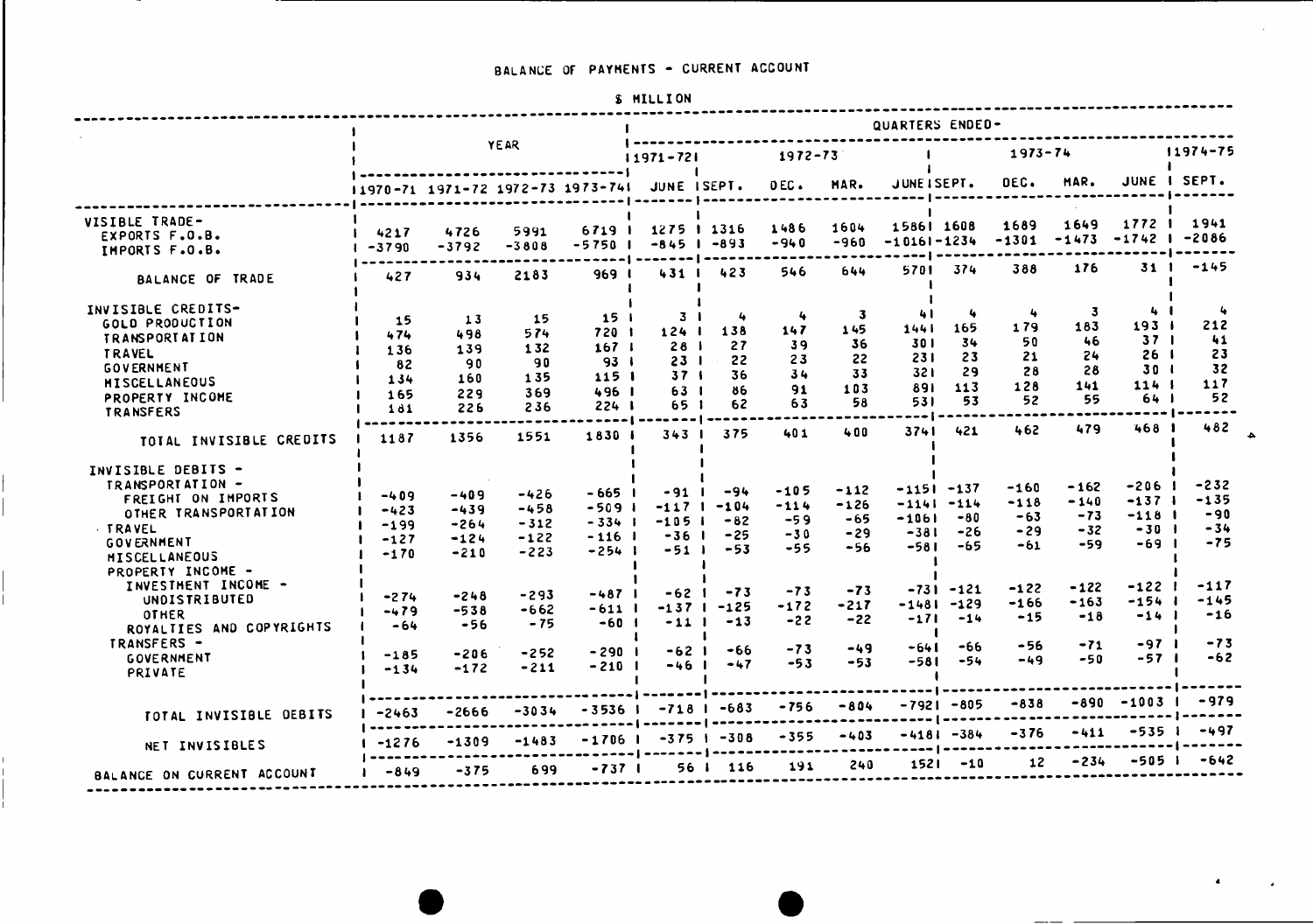BALANCE OF PAYMENTS - CURRENT ACCOUNT

$ MILLION

| | YEAR | | | | QUARTERS ENDED- | | | | | | | | | |
|---|---|---|---|---|---|---|---|---|---|---|---|---|---|---|
| | | | | | 1971-72 | 1972-73 | | | | 1973-74 | | | | 1974-75 |
| | 1970-71 | 1971-72 | 1972-73 | 1973-74 | JUNE | SEPT. | DEC. | MAR. | JUNE | SEPT. | DEC. | MAR. | JUNE | SEPT. |
| VISIBLE TRADE- | | | | | | | | | | | | | | |
| EXPORTS F.O.B. | 4217 | 4726 | 5991 | 6719 | 1275 | 1316 | 1486 | 1604 | 1586 | 1608 | 1689 | 1649 | 1772 | 1941 |
| IMPORTS F.O.B. | -3790 | -3792 | -3808 | -5750 | -845 | -893 | -940 | -960 | -1016 | -1234 | -1301 | -1473 | -1742 | -2086 |
| BALANCE OF TRADE | 427 | 934 | 2183 | 969 | 431 | 423 | 546 | 644 | 570 | 374 | 388 | 176 | 31 | -145 |
| INVISIBLE CREDITS- | | | | | | | | | | | | | | |
| GOLD PRODUCTION | 15 | 13 | 15 | 15 | 3 | 4 | 4 | 3 | 4 | 4 | 4 | 3 | 4 | 4 |
| TRANSPORTATION | 474 | 498 | 574 | 720 | 124 | 138 | 147 | 145 | 144 | 165 | 179 | 183 | 193 | 212 |
| TRAVEL | 136 | 139 | 132 | 167 | 28 | 27 | 39 | 36 | 30 | 34 | 50 | 46 | 37 | 41 |
| GOVERNMENT | 82 | 90 | 90 | 93 | 23 | 22 | 23 | 22 | 23 | 23 | 21 | 24 | 26 | 23 |
| MISCELLANEOUS | 134 | 160 | 135 | 115 | 37 | 36 | 34 | 33 | 32 | 29 | 28 | 28 | 30 | 32 |
| PROPERTY INCOME | 165 | 229 | 369 | 496 | 63 | 86 | 91 | 103 | 89 | 113 | 128 | 141 | 114 | 117 |
| TRANSFERS | 181 | 226 | 236 | 224 | 65 | 62 | 63 | 58 | 53 | 53 | 52 | 55 | 64 | 52 |
| TOTAL INVISIBLE CREDITS | 1187 | 1356 | 1551 | 1830 | 343 | 375 | 401 | 400 | 374 | 421 | 462 | 479 | 468 | 482 |
| INVISIBLE DEBITS - | | | | | | | | | | | | | | |
| TRANSPORTATION - | | | | | | | | | | | | | | |
| FREIGHT ON IMPORTS | -409 | -409 | -426 | -665 | -91 | -94 | -105 | -112 | -115 | -137 | -160 | -162 | -206 | -232 |
| OTHER TRANSPORTATION | -423 | -439 | -458 | -509 | -117 | -104 | -114 | -126 | -114 | -114 | -118 | -140 | -137 | -135 |
| TRAVEL | -199 | -264 | -312 | -334 | -105 | -82 | -59 | -65 | -106 | -80 | -63 | -73 | -118 | -90 |
| GOVERNMENT | -127 | -124 | -122 | -116 | -36 | -25 | -30 | -29 | -38 | -26 | -29 | -32 | -30 | -34 |
| MISCELLANEOUS | -170 | -210 | -223 | -254 | -51 | -53 | -55 | -56 | -58 | -65 | -61 | -59 | -69 | -75 |
| PROPERTY INCOME - | | | | | | | | | | | | | | |
| INVESTMENT INCOME - | | | | | | | | | | | | | | |
| UNDISTRIBUTED | -274 | -248 | -293 | -487 | -62 | -73 | -73 | -73 | -73 | -121 | -122 | -122 | -122 | -117 |
| OTHER | -479 | -538 | -662 | -611 | -137 | -125 | -172 | -217 | -148 | -129 | -166 | -163 | -154 | -145 |
| ROYALTIES AND COPYRIGHTS | -64 | -56 | -75 | -60 | -11 | -13 | -22 | -22 | -17 | -14 | -15 | -18 | -14 | -16 |
| TRANSFERS - | | | | | | | | | | | | | | |
| GOVERNMENT | -185 | -206 | -252 | -290 | -62 | -66 | -73 | -49 | -64 | -66 | -56 | -71 | -97 | -73 |
| PRIVATE | -134 | -172 | -211 | -210 | -46 | -47 | -53 | -53 | -58 | -54 | -49 | -50 | -57 | -62 |
| TOTAL INVISIBLE DEBITS | -2463 | -2666 | -3034 | -3536 | -718 | -683 | -756 | -804 | -792 | -805 | -838 | -890 | -1003 | -979 |
| NET INVISIBLES | -1276 | -1309 | -1483 | -1706 | -375 | -308 | -355 | -403 | -418 | -384 | -376 | -411 | -535 | -497 |
| BALANCE ON CURRENT ACCOUNT | -849 | -375 | 699 | -737 | 56 | 116 | 191 | 240 | 152 | -10 | 12 | -234 | -505 | -642 |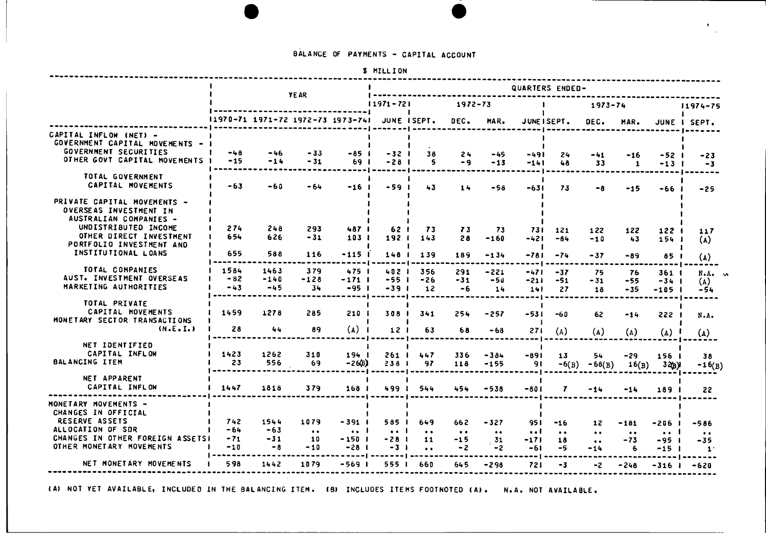# BALANCE OF PAYMENTS - CAPITAL ACCOUNT

$ MILLION

| | YEAR | | | | QUARTERS ENDED- | | | | | | | | | |
|---|---|---|---|---|---|---|---|---|---|---|---|---|---|---|
| | | | | | 1971-72 | 1972-73 | | | | 1973-74 | | | | 1974-75 |
| | 1970-71 | 1971-72 | 1972-73 | 1973-74 | JUNE | SEPT. | DEC. | MAR. | JUNE | SEPT. | DEC. | MAR. | JUNE | SEPT. |
| CAPITAL INFLOW (NET) - | | | | | | | | | | | | | | |
| GOVERNMENT CAPITAL MOVEMENTS - | | | | | | | | | | | | | | |
| GOVERNMENT SECURITIES | -48 | -46 | -33 | -85 | -32 | 38 | 24 | -45 | -49 | 24 | -41 | -16 | -52 | -23 |
| OTHER GOVT CAPITAL MOVEMENTS | -15 | -14 | -31 | 69 | -28 | 5 | -9 | -13 | -14 | 48 | 33 | 1 | -13 | -3 |
| TOTAL GOVERNMENT CAPITAL MOVEMENTS | -63 | -60 | -64 | -16 | -59 | 43 | 14 | -58 | -63 | 73 | -8 | -15 | -66 | -25 |
| PRIVATE CAPITAL MOVEMENTS - | | | | | | | | | | | | | | |
| OVERSEAS INVESTMENT IN AUSTRALIAN COMPANIES - | | | | | | | | | | | | | | |
| UNDISTRIBUTED INCOME | 274 | 248 | 293 | 487 | 62 | 73 | 73 | 73 | 73 | 121 | 122 | 122 | 122 | 117 |
| OTHER DIRECT INVESTMENT | 654 | 626 | -31 | 103 | 192 | 143 | 28 | -160 | -42 | -84 | -10 | 43 | 154 | (A) |
| PORTFOLIO INVESTMENT AND INSTITUTIONAL LOANS | 655 | 588 | 116 | -115 | 148 | 139 | 189 | -134 | -78 | -74 | -37 | -89 | 85 | (A) |
| TOTAL COMPANIES | 1584 | 1463 | 379 | 475 | 402 | 356 | 291 | -221 | -47 | -37 | 75 | 76 | 361 | N.A. |
| AUST. INVESTMENT OVERSEAS | -82 | -140 | -128 | -171 | -55 | -26 | -31 | -50 | -21 | -51 | -31 | -55 | -34 | (A) |
| MARKETING AUTHORITIES | -43 | -45 | 34 | -95 | -39 | 12 | -6 | 14 | 14 | 27 | 18 | -35 | -105 | -54 |
| TOTAL PRIVATE CAPITAL MOVEMENTS | 1459 | 1278 | 285 | 210 | 308 | 341 | 254 | -257 | -53 | -60 | 62 | -14 | 222 | N.A. |
| MONETARY SECTOR TRANSACTIONS (N.E.I.) | 28 | 44 | 89 | (A) | 12 | 63 | 68 | -68 | 27 | (A) | (A) | (A) | (A) | (A) |
| NET IDENTIFIED CAPITAL INFLOW | 1423 | 1262 | 310 | 194 | 261 | 447 | 336 | -384 | -89 | 13 | 54 | -29 | 156 | 38 |
| BALANCING ITEM | 23 | 556 | 69 | -26(B) | 238 | 97 | 118 | -155 | 9 | -6(B) | -68(B) | 16(B) | 32(B) | -16(B) |
| NET APPARENT CAPITAL INFLOW | 1447 | 1818 | 379 | 168 | 499 | 544 | 454 | -538 | -80 | 7 | -14 | -14 | 189 | 22 |
| MONETARY MOVEMENTS - | | | | | | | | | | | | | | |
| CHANGES IN OFFICIAL RESERVE ASSETS | 742 | 1544 | 1079 | -391 | 585 | 649 | 662 | -327 | 95 | -16 | 12 | -181 | -206 | -586 |
| ALLOCATION OF SDR | -64 | -63 | .. | .. | .. | .. | .. | .. | .. | .. | .. | .. | .. | .. |
| CHANGES IN OTHER FOREIGN ASSETS | -71 | -31 | 10 | -150 | -28 | 11 | -15 | 31 | -17 | 18 | .. | -73 | -95 | -35 |
| OTHER MONETARY MOVEMENTS | -10 | -8 | -10 | -28 | -3 | .. | -2 | -2 | -6 | -5 | -14 | 6 | -15 | 1 |
| NET MONETARY MOVEMENTS | 598 | 1442 | 1079 | -569 | 555 | 660 | 645 | -298 | 72 | -3 | -2 | -248 | -316 | -620 |

(A) NOT YET AVAILABLE, INCLUDED IN THE BALANCING ITEM. (B) INCLUDES ITEMS FOOTNOTED (A). N.A. NOT AVAILABLE.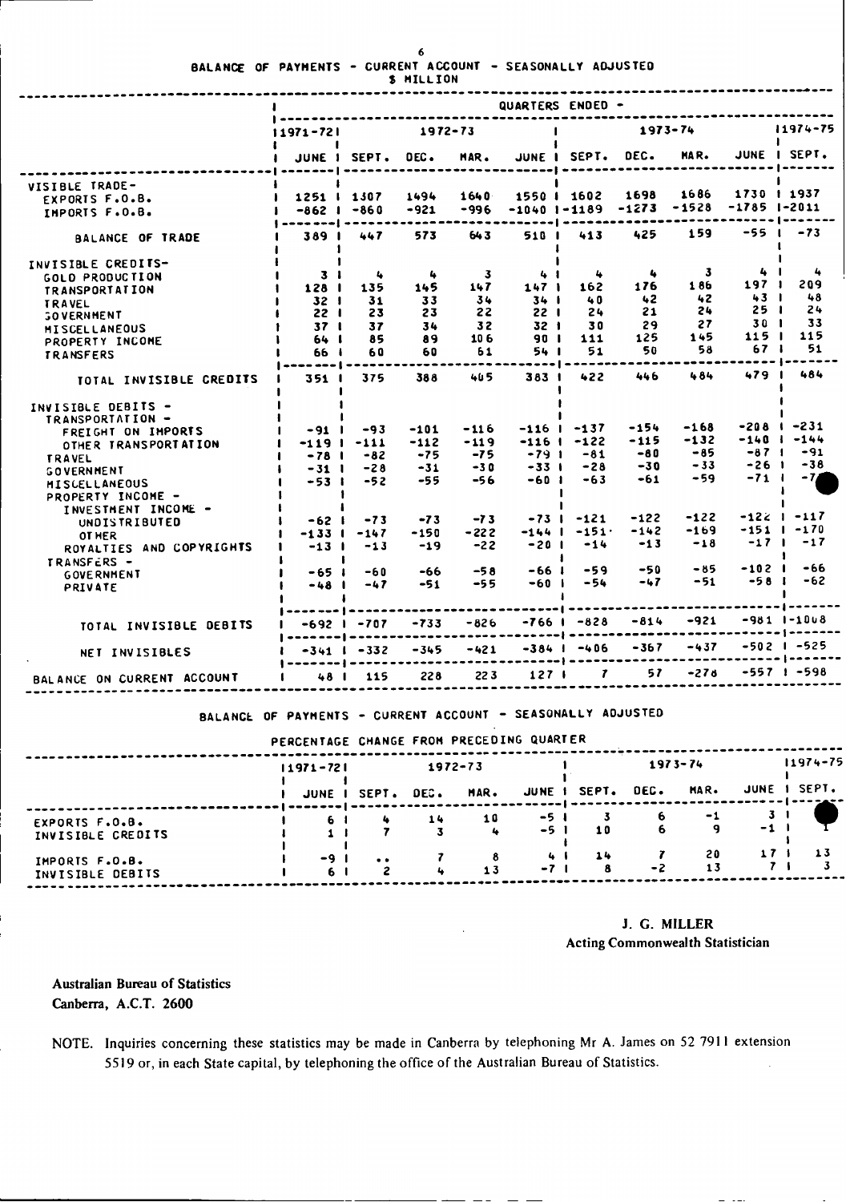## BALANCE OF PAYMENTS - CURRENT ACCOUNT - SEASONALLY ADJUSTED

$ MILLION

| | QUARTERS ENDED - | | | | | | | | | |
|---|---|---|---|---|---|---|---|---|---|---|
| | 1971-72 | 1972-73 | | | | 1973-74 | | | | 1974-75 |
| | JUNE | SEPT. | DEC. | MAR. | JUNE | SEPT. | DEC. | MAR. | JUNE | SEPT. |
| VISIBLE TRADE- | | | | | | | | | | |
| EXPORTS F.O.B. | 1251 | 1307 | 1494 | 1640 | 1550 | 1602 | 1698 | 1686 | 1730 | 1937 |
| IMPORTS F.O.B. | -862 | -860 | -921 | -996 | -1040 | -1189 | -1273 | -1528 | -1785 | -2011 |
| BALANCE OF TRADE | 389 | 447 | 573 | 643 | 510 | 413 | 425 | 159 | -55 | -73 |
| INVISIBLE CREDITS- | | | | | | | | | | |
| GOLD PRODUCTION | 3 | 4 | 4 | 3 | 4 | 4 | 4 | 3 | 4 | 4 |
| TRANSPORTATION | 128 | 135 | 145 | 147 | 147 | 162 | 176 | 186 | 197 | 209 |
| TRAVEL | 32 | 31 | 33 | 34 | 34 | 40 | 42 | 42 | 43 | 48 |
| GOVERNMENT | 22 | 23 | 23 | 22 | 22 | 24 | 21 | 24 | 25 | 24 |
| MISCELLANEOUS | 37 | 37 | 34 | 32 | 32 | 30 | 29 | 27 | 30 | 33 |
| PROPERTY INCOME | 64 | 85 | 89 | 106 | 90 | 111 | 125 | 145 | 115 | 115 |
| TRANSFERS | 66 | 60 | 60 | 61 | 54 | 51 | 50 | 58 | 67 | 51 |
| TOTAL INVISIBLE CREDITS | 351 | 375 | 388 | 405 | 383 | 422 | 446 | 484 | 479 | 484 |
| INVISIBLE DEBITS - | | | | | | | | | | |
| TRANSPORTATION - | | | | | | | | | | |
| FREIGHT ON IMPORTS | -91 | -93 | -101 | -116 | -116 | -137 | -154 | -168 | -208 | -231 |
| OTHER TRANSPORTATION | -119 | -111 | -112 | -119 | -116 | -122 | -115 | -132 | -140 | -144 |
| TRAVEL | -78 | -82 | -75 | -75 | -79 | -81 | -80 | -85 | -87 | -91 |
| GOVERNMENT | -31 | -28 | -31 | -30 | -33 | -28 | -30 | -33 | -26 | -38 |
| MISCELLANEOUS | -53 | -52 | -55 | -56 | -60 | -63 | -61 | -59 | -71 | -7 |
| PROPERTY INCOME - | | | | | | | | | | |
| INVESTMENT INCOME - | | | | | | | | | | |
| UNDISTRIBUTED | -62 | -73 | -73 | -73 | -73 | -121 | -122 | -122 | -122 | -117 |
| OTHER | -133 | -147 | -150 | -222 | -144 | -151 | -142 | -169 | -151 | -170 |
| ROYALTIES AND COPYRIGHTS | -13 | -13 | -19 | -22 | -20 | -14 | -13 | -18 | -17 | -17 |
| TRANSFERS - | | | | | | | | | | |
| GOVERNMENT | -65 | -60 | -66 | -58 | -66 | -59 | -50 | -85 | -102 | -66 |
| PRIVATE | -48 | -47 | -51 | -55 | -60 | -54 | -47 | -51 | -58 | -62 |
| TOTAL INVISIBLE DEBITS | -692 | -707 | -733 | -826 | -766 | -828 | -814 | -921 | -981 | -1008 |
| NET INVISIBLES | -341 | -332 | -345 | -421 | -384 | -406 | -367 | -437 | -502 | -525 |
| BALANCE ON CURRENT ACCOUNT | 48 | 115 | 228 | 223 | 127 | 7 | 57 | -278 | -557 | -598 |

## BALANCE OF PAYMENTS - CURRENT ACCOUNT - SEASONALLY ADJUSTED

PERCENTAGE CHANGE FROM PRECEDING QUARTER

| | 1971-72 | 1972-73 | | | | 1973-74 | | | | 1974-75 |
|---|---|---|---|---|---|---|---|---|---|---|
| | JUNE | SEPT. | DEC. | MAR. | JUNE | SEPT. | DEC. | MAR. | JUNE | SEPT. |
| EXPORTS F.O.B. | 6 | 4 | 14 | 10 | -5 | 3 | 6 | -1 | 3 | |
| INVISIBLE CREDITS | 1 | 7 | 3 | 4 | -5 | 10 | 6 | 9 | -1 | 1 |
| IMPORTS F.O.B. | -9 | .. | 7 | 8 | 4 | 14 | 7 | 20 | 17 | 13 |
| INVISIBLE DEBITS | 6 | 2 | 4 | 13 | -7 | 8 | -2 | 13 | 7 | 3 |

J. G. MILLER
Acting Commonwealth Statistician

Australian Bureau of Statistics
Canberra, A.C.T. 2600

NOTE. Inquiries concerning these statistics may be made in Canberra by telephoning Mr A. James on 52 7911 extension 5519 or, in each State capital, by telephoning the office of the Australian Bureau of Statistics.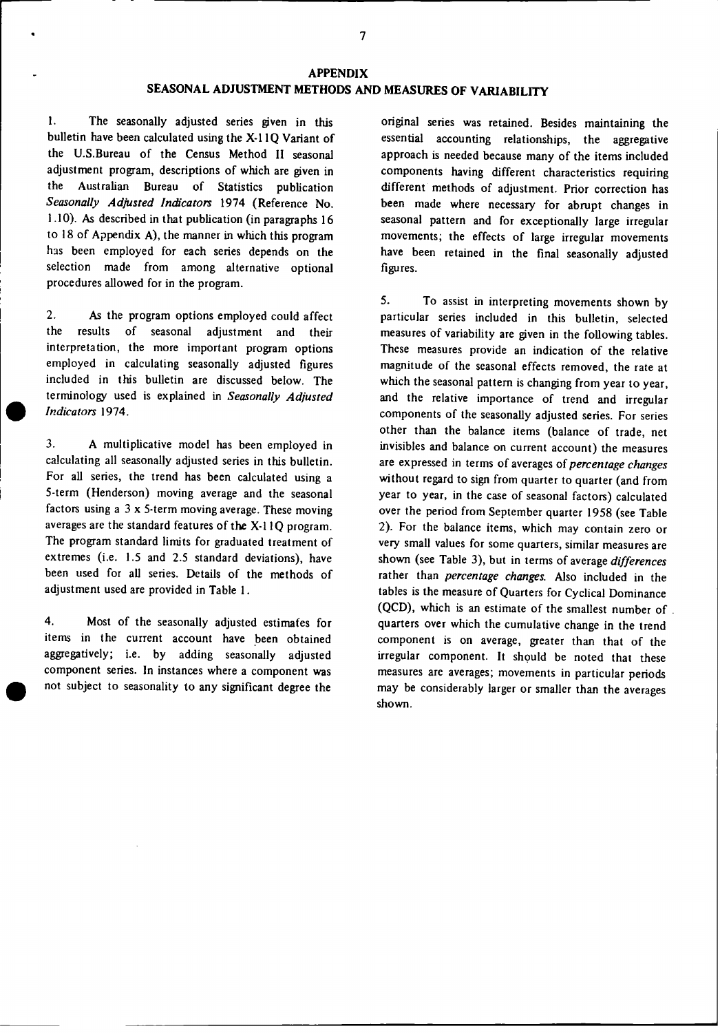# APPENDIX

## SEASONAL ADJUSTMENT METHODS AND MEASURES OF VARIABILITY

1. The seasonally adjusted series given in this bulletin have been calculated using the X-11Q Variant of the U.S.Bureau of the Census Method II seasonal adjustment program, descriptions of which are given in the Australian Bureau of Statistics publication *Seasonally Adjusted Indicators* 1974 (Reference No. 1.10). As described in that publication (in paragraphs 16 to 18 of Appendix A), the manner in which this program has been employed for each series depends on the selection made from among alternative optional procedures allowed for in the program.

2. As the program options employed could affect the results of seasonal adjustment and their interpretation, the more important program options employed in calculating seasonally adjusted figures included in this bulletin are discussed below. The terminology used is explained in *Seasonally Adjusted Indicators* 1974.

3. A multiplicative model has been employed in calculating all seasonally adjusted series in this bulletin. For all series, the trend has been calculated using a 5-term (Henderson) moving average and the seasonal factors using a 3 x 5-term moving average. These moving averages are the standard features of the X-11Q program. The program standard limits for graduated treatment of extremes (i.e. 1.5 and 2.5 standard deviations), have been used for all series. Details of the methods of adjustment used are provided in Table 1.

4. Most of the seasonally adjusted estimates for items in the current account have been obtained aggregatively; i.e. by adding seasonally adjusted component series. In instances where a component was not subject to seasonality to any significant degree the original series was retained. Besides maintaining the essential accounting relationships, the aggregative approach is needed because many of the items included components having different characteristics requiring different methods of adjustment. Prior correction has been made where necessary for abrupt changes in seasonal pattern and for exceptionally large irregular movements; the effects of large irregular movements have been retained in the final seasonally adjusted figures.

5. To assist in interpreting movements shown by particular series included in this bulletin, selected measures of variability are given in the following tables. These measures provide an indication of the relative magnitude of the seasonal effects removed, the rate at which the seasonal pattern is changing from year to year, and the relative importance of trend and irregular components of the seasonally adjusted series. For series other than the balance items (balance of trade, net invisibles and balance on current account) the measures are expressed in terms of averages of *percentage changes* without regard to sign from quarter to quarter (and from year to year, in the case of seasonal factors) calculated over the period from September quarter 1958 (see Table 2). For the balance items, which may contain zero or very small values for some quarters, similar measures are shown (see Table 3), but in terms of average *differences* rather than *percentage changes.* Also included in the tables is the measure of Quarters for Cyclical Dominance (QCD), which is an estimate of the smallest number of quarters over which the cumulative change in the trend component is on average, greater than that of the irregular component. It should be noted that these measures are averages; movements in particular periods may be considerably larger or smaller than the averages shown.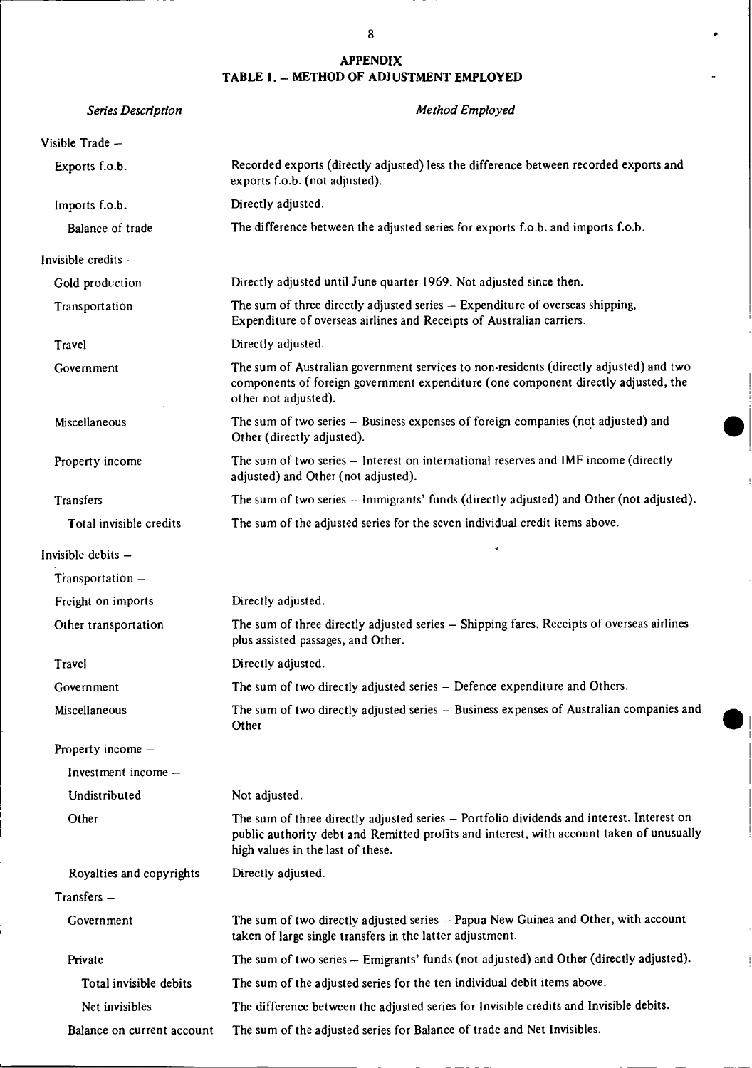# APPENDIX

## TABLE 1. – METHOD OF ADJUSTMENT EMPLOYED

| *Series Description* | *Method Employed* |
|---|---|
| Visible Trade – | |
| Exports f.o.b. | Recorded exports (directly adjusted) less the difference between recorded exports and exports f.o.b. (not adjusted). |
| Imports f.o.b. | Directly adjusted. |
| Balance of trade | The difference between the adjusted series for exports f.o.b. and imports f.o.b. |
| Invisible credits – | |
| Gold production | Directly adjusted until June quarter 1969. Not adjusted since then. |
| Transportation | The sum of three directly adjusted series – Expenditure of overseas shipping, Expenditure of overseas airlines and Receipts of Australian carriers. |
| Travel | Directly adjusted. |
| Government | The sum of Australian government services to non-residents (directly adjusted) and two components of foreign government expenditure (one component directly adjusted, the other not adjusted). |
| Miscellaneous | The sum of two series – Business expenses of foreign companies (not adjusted) and Other (directly adjusted). |
| Property income | The sum of two series – Interest on international reserves and IMF income (directly adjusted) and Other (not adjusted). |
| Transfers | The sum of two series – Immigrants' funds (directly adjusted) and Other (not adjusted). |
| Total invisible credits | The sum of the adjusted series for the seven individual credit items above. |
| Invisible debits – | |
| Transportation – | |
| Freight on imports | Directly adjusted. |
| Other transportation | The sum of three directly adjusted series – Shipping fares, Receipts of overseas airlines plus assisted passages, and Other. |
| Travel | Directly adjusted. |
| Government | The sum of two directly adjusted series – Defence expenditure and Others. |
| Miscellaneous | The sum of two directly adjusted series – Business expenses of Australian companies and Other |
| Property income – | |
| Investment income – | |
| Undistributed | Not adjusted. |
| Other | The sum of three directly adjusted series – Portfolio dividends and interest. Interest on public authority debt and Remitted profits and interest, with account taken of unusually high values in the last of these. |
| Royalties and copyrights | Directly adjusted. |
| Transfers – | |
| Government | The sum of two directly adjusted series – Papua New Guinea and Other, with account taken of large single transfers in the latter adjustment. |
| Private | The sum of two series – Emigrants' funds (not adjusted) and Other (directly adjusted). |
| Total invisible debits | The sum of the adjusted series for the ten individual debit items above. |
| Net invisibles | The difference between the adjusted series for Invisible credits and Invisible debits. |
| Balance on current account | The sum of the adjusted series for Balance of trade and Net Invisibles. |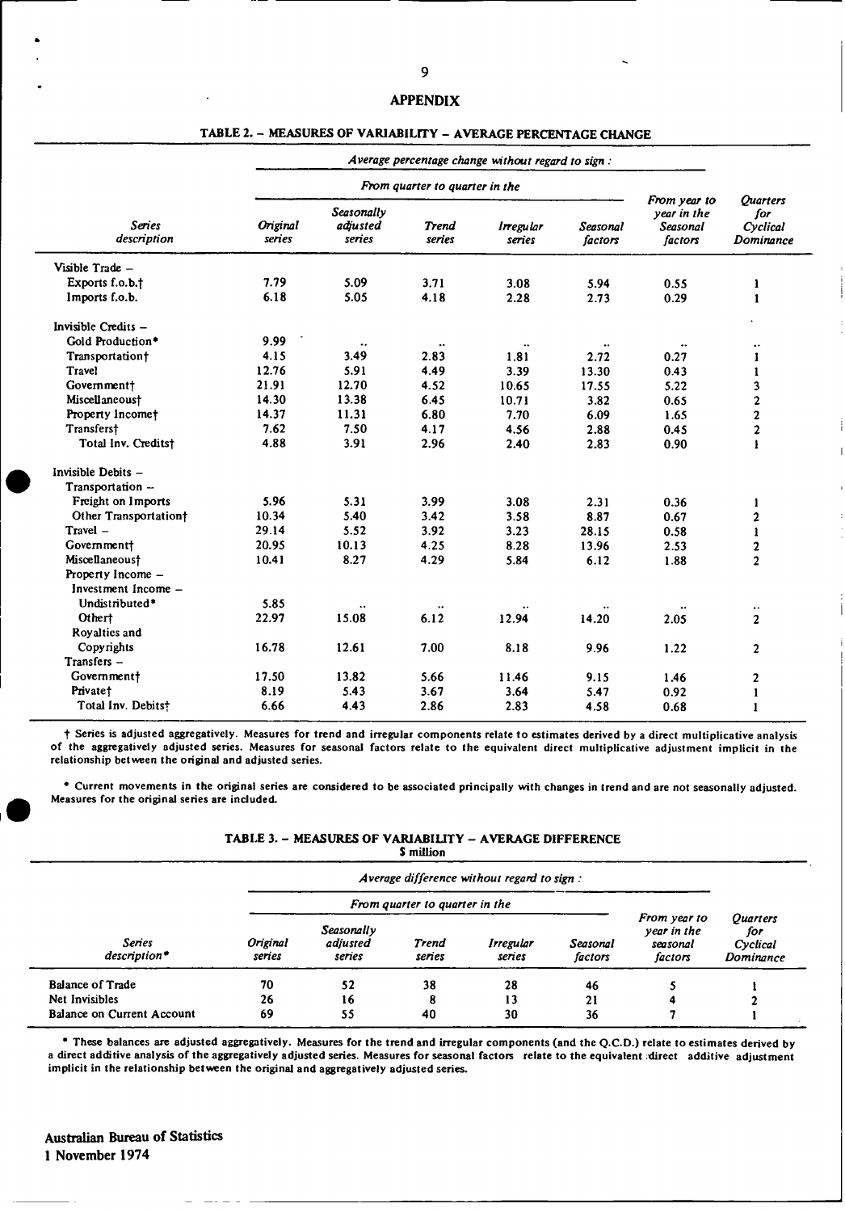## APPENDIX

### TABLE 2. – MEASURES OF VARIABILITY – AVERAGE PERCENTAGE CHANGE

| | *Average percentage change without regard to sign :* | | | | | | |
|---|---|---|---|---|---|---|---|
| | *From quarter to quarter in the* | | | | | | |
| *Series description* | *Original series* | *Seasonally adjusted series* | *Trend series* | *Irregular series* | *Seasonal factors* | *From year to year in the Seasonal factors* | *Quarters for Cyclical Dominance* |
| Visible Trade – | | | | | | | |
| Exports f.o.b.† | 7.79 | 5.09 | 3.71 | 3.08 | 5.94 | 0.55 | 1 |
| Imports f.o.b. | 6.18 | 5.05 | 4.18 | 2.28 | 2.73 | 0.29 | 1 |
| Invisible Credits – | | | | | | | |
| Gold Production* | 9.99 | .. | .. | .. | .. | .. | .. |
| Transportation† | 4.15 | 3.49 | 2.83 | 1.81 | 2.72 | 0.27 | 1 |
| Travel | 12.76 | 5.91 | 4.49 | 3.39 | 13.30 | 0.43 | 1 |
| Government† | 21.91 | 12.70 | 4.52 | 10.65 | 17.55 | 5.22 | 3 |
| Miscellaneous† | 14.30 | 13.38 | 6.45 | 10.71 | 3.82 | 0.65 | 2 |
| Property Income† | 14.37 | 11.31 | 6.80 | 7.70 | 6.09 | 1.65 | 2 |
| Transfers† | 7.62 | 7.50 | 4.17 | 4.56 | 2.88 | 0.45 | 2 |
| Total Inv. Credits† | 4.88 | 3.91 | 2.96 | 2.40 | 2.83 | 0.90 | 1 |
| Invisible Debits – | | | | | | | |
| Transportation – | | | | | | | |
| Freight on Imports | 5.96 | 5.31 | 3.99 | 3.08 | 2.31 | 0.36 | 1 |
| Other Transportation† | 10.34 | 5.40 | 3.42 | 3.58 | 8.87 | 0.67 | 2 |
| Travel – | 29.14 | 5.52 | 3.92 | 3.23 | 28.15 | 0.58 | 1 |
| Government† | 20.95 | 10.13 | 4.25 | 8.28 | 13.96 | 2.53 | 2 |
| Miscellaneous† | 10.41 | 8.27 | 4.29 | 5.84 | 6.12 | 1.88 | 2 |
| Property Income – | | | | | | | |
| Investment Income – | | | | | | | |
| Undistributed* | 5.85 | .. | .. | .. | .. | .. | .. |
| Other† | 22.97 | 15.08 | 6.12 | 12.94 | 14.20 | 2.05 | 2 |
| Royalties and Copyrights | 16.78 | 12.61 | 7.00 | 8.18 | 9.96 | 1.22 | 2 |
| Transfers – | | | | | | | |
| Government† | 17.50 | 13.82 | 5.66 | 11.46 | 9.15 | 1.46 | 2 |
| Private† | 8.19 | 5.43 | 3.67 | 3.64 | 5.47 | 0.92 | 1 |
| Total Inv. Debits† | 6.66 | 4.43 | 2.86 | 2.83 | 4.58 | 0.68 | 1 |

† Series is adjusted aggregatively. Measures for trend and irregular components relate to estimates derived by a direct multiplicative analysis of the aggregatively adjusted series. Measures for seasonal factors relate to the equivalent direct multiplicative adjustment implicit in the relationship between the original and adjusted series.

\* Current movements in the original series are considered to be associated principally with changes in trend and are not seasonally adjusted. Measures for the original series are included.

### TABLE 3. – MEASURES OF VARIABILITY – AVERAGE DIFFERENCE

$ million

| | *Average difference without regard to sign :* | | | | | | |
|---|---|---|---|---|---|---|---|
| | *From quarter to quarter in the* | | | | | | |
| *Series description** | *Original series* | *Seasonally adjusted series* | *Trend series* | *Irregular series* | *Seasonal factors* | *From year to year in the seasonal factors* | *Quarters for Cyclical Dominance* |
| Balance of Trade | 70 | 52 | 38 | 28 | 46 | 5 | 1 |
| Net Invisibles | 26 | 16 | 8 | 13 | 21 | 4 | 2 |
| Balance on Current Account | 69 | 55 | 40 | 30 | 36 | 7 | 1 |

\* These balances are adjusted aggregatively. Measures for the trend and irregular components (and the Q.C.D.) relate to estimates derived by a direct additive analysis of the aggregatively adjusted series. Measures for seasonal factors relate to the equivalent direct additive adjustment implicit in the relationship between the original and aggregatively adjusted series.

**Australian Bureau of Statistics**
**1 November 1974**